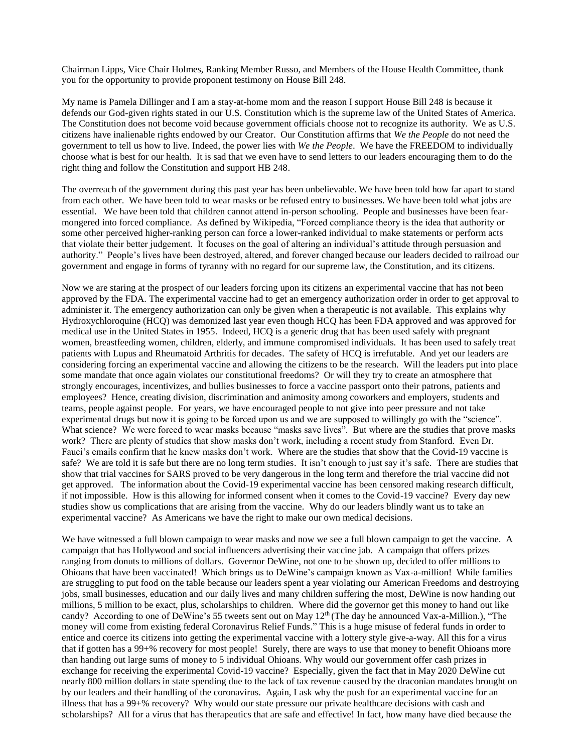Chairman Lipps, Vice Chair Holmes, Ranking Member Russo, and Members of the House Health Committee, thank you for the opportunity to provide proponent testimony on House Bill 248.

My name is Pamela Dillinger and I am a stay-at-home mom and the reason I support House Bill 248 is because it defends our God-given rights stated in our U.S. Constitution which is the supreme law of the United States of America. The Constitution does not become void because government officials choose not to recognize its authority. We as U.S. citizens have inalienable rights endowed by our Creator. Our Constitution affirms that *We the People* do not need the government to tell us how to live. Indeed, the power lies with *We the People*. We have the FREEDOM to individually choose what is best for our health. It is sad that we even have to send letters to our leaders encouraging them to do the right thing and follow the Constitution and support HB 248.

The overreach of the government during this past year has been unbelievable. We have been told how far apart to stand from each other. We have been told to wear masks or be refused entry to businesses. We have been told what jobs are essential. We have been told that children cannot attend in-person schooling. People and businesses have been fear-mongered into forced compliance. As defined by Wikipedia, "Forced compliance theory is the idea that authority or some other perceived higher-ranking person can force a lower-ranked individual to make statements or perform acts that violate their better judgement. It focuses on the goal of altering an individual's attitude through persuasion and authority." People's lives have been destroyed, altered, and forever changed because our leaders decided to railroad our government and engage in forms of tyranny with no regard for our supreme law, the Constitution, and its citizens.

Now we are staring at the prospect of our leaders forcing upon its citizens an experimental vaccine that has not been approved by the FDA. The experimental vaccine had to get an emergency authorization order in order to get approval to administer it. The emergency authorization can only be given when a therapeutic is not available. This explains why Hydroxychloroquine (HCQ) was demonized last year even though HCQ has been FDA approved and was approved for medical use in the United States in 1955. Indeed, HCQ is a generic drug that has been used safely with pregnant women, breastfeeding women, children, elderly, and immune compromised individuals. It has been used to safely treat patients with Lupus and Rheumatoid Arthritis for decades. The safety of HCQ is irrefutable. And yet our leaders are considering forcing an experimental vaccine and allowing the citizens to be the research. Will the leaders put into place some mandate that once again violates our constitutional freedoms? Or will they try to create an atmosphere that strongly encourages, incentivizes, and bullies businesses to force a vaccine passport onto their patrons, patients and employees? Hence, creating division, discrimination and animosity among coworkers and employers, students and teams, people against people. For years, we have encouraged people to not give into peer pressure and not take experimental drugs but now it is going to be forced upon us and we are supposed to willingly go with the "science". What science? We were forced to wear masks because "masks save lives". But where are the studies that prove masks work? There are plenty of studies that show masks don't work, including a recent study from Stanford. Even Dr. Fauci's emails confirm that he knew masks don't work. Where are the studies that show that the Covid-19 vaccine is safe? We are told it is safe but there are no long term studies. It isn't enough to just say it's safe. There are studies that show that trial vaccines for SARS proved to be very dangerous in the long term and therefore the trial vaccine did not get approved. The information about the Covid-19 experimental vaccine has been censored making research difficult, if not impossible. How is this allowing for informed consent when it comes to the Covid-19 vaccine? Every day new studies show us complications that are arising from the vaccine. Why do our leaders blindly want us to take an experimental vaccine? As Americans we have the right to make our own medical decisions.

We have witnessed a full blown campaign to wear masks and now we see a full blown campaign to get the vaccine. A campaign that has Hollywood and social influencers advertising their vaccine jab. A campaign that offers prizes ranging from donuts to millions of dollars. Governor DeWine, not one to be shown up, decided to offer millions to Ohioans that have been vaccinated! Which brings us to DeWine's campaign known as Vax-a-million! While families are struggling to put food on the table because our leaders spent a year violating our American Freedoms and destroying jobs, small businesses, education and our daily lives and many children suffering the most, DeWine is now handing out millions, 5 million to be exact, plus, scholarships to children. Where did the governor get this money to hand out like candy? According to one of DeWine's 55 tweets sent out on May 12th (The day he announced Vax-a-Million.), "The money will come from existing federal Coronavirus Relief Funds." This is a huge misuse of federal funds in order to entice and coerce its citizens into getting the experimental vaccine with a lottery style give-a-way. All this for a virus that if gotten has a 99+% recovery for most people! Surely, there are ways to use that money to benefit Ohioans more than handing out large sums of money to 5 individual Ohioans. Why would our government offer cash prizes in exchange for receiving the experimental Covid-19 vaccine? Especially, given the fact that in May 2020 DeWine cut nearly 800 million dollars in state spending due to the lack of tax revenue caused by the draconian mandates brought on by our leaders and their handling of the coronavirus. Again, I ask why the push for an experimental vaccine for an illness that has a 99+% recovery? Why would our state pressure our private healthcare decisions with cash and scholarships? All for a virus that has therapeutics that are safe and effective! In fact, how many have died because the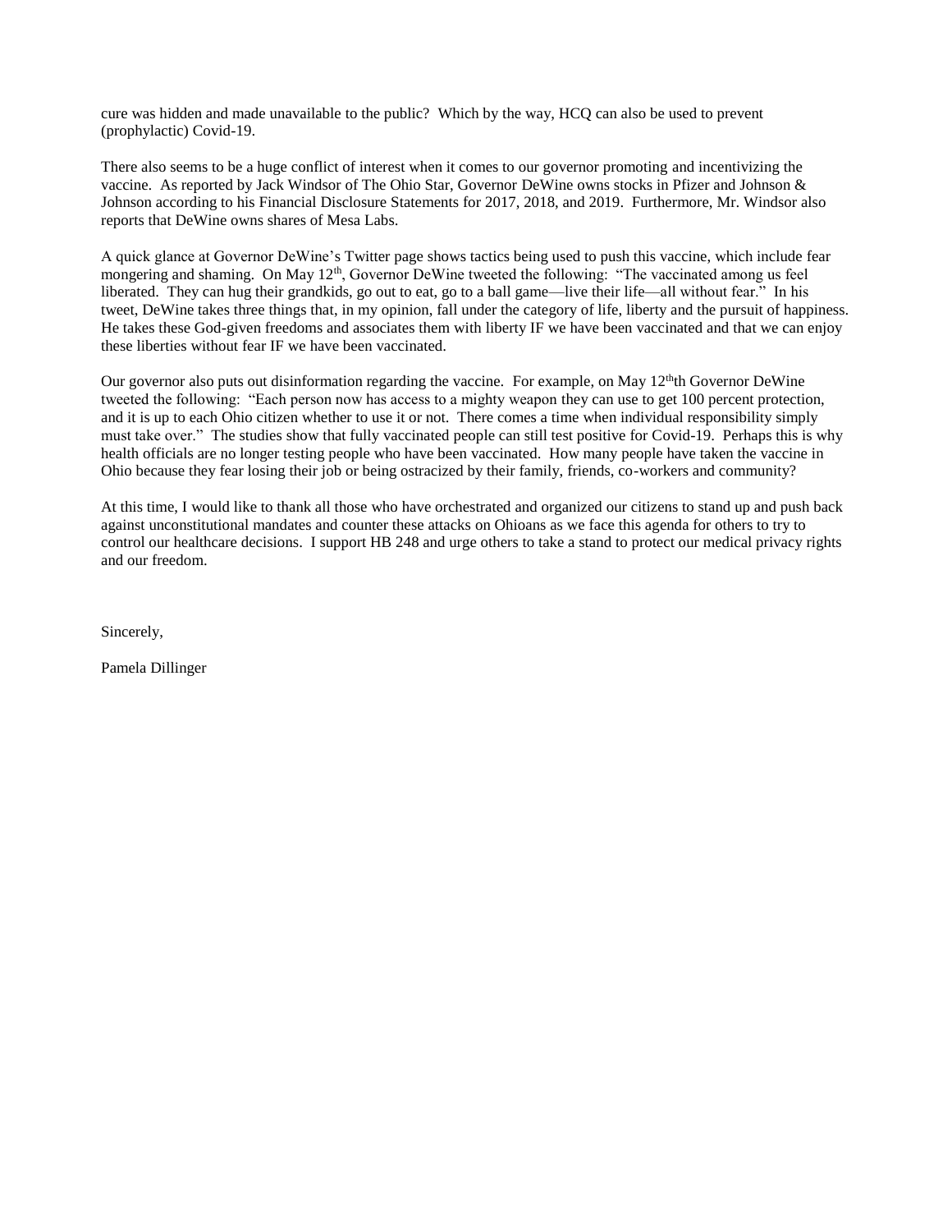cure was hidden and made unavailable to the public? Which by the way, HCQ can also be used to prevent (prophylactic) Covid-19.

There also seems to be a huge conflict of interest when it comes to our governor promoting and incentivizing the vaccine. As reported by Jack Windsor of The Ohio Star, Governor DeWine owns stocks in Pfizer and Johnson & Johnson according to his Financial Disclosure Statements for 2017, 2018, and 2019. Furthermore, Mr. Windsor also reports that DeWine owns shares of Mesa Labs.

A quick glance at Governor DeWine's Twitter page shows tactics being used to push this vaccine, which include fear mongering and shaming. On May 12th, Governor DeWine tweeted the following: "The vaccinated among us feel liberated. They can hug their grandkids, go out to eat, go to a ball game—live their life—all without fear." In his tweet, DeWine takes three things that, in my opinion, fall under the category of life, liberty and the pursuit of happiness. He takes these God-given freedoms and associates them with liberty IF we have been vaccinated and that we can enjoy these liberties without fear IF we have been vaccinated.

Our governor also puts out disinformation regarding the vaccine. For example, on May 12thth Governor DeWine tweeted the following: "Each person now has access to a mighty weapon they can use to get 100 percent protection, and it is up to each Ohio citizen whether to use it or not. There comes a time when individual responsibility simply must take over." The studies show that fully vaccinated people can still test positive for Covid-19. Perhaps this is why health officials are no longer testing people who have been vaccinated. How many people have taken the vaccine in Ohio because they fear losing their job or being ostracized by their family, friends, co-workers and community?

At this time, I would like to thank all those who have orchestrated and organized our citizens to stand up and push back against unconstitutional mandates and counter these attacks on Ohioans as we face this agenda for others to try to control our healthcare decisions. I support HB 248 and urge others to take a stand to protect our medical privacy rights and our freedom.

Sincerely,

Pamela Dillinger